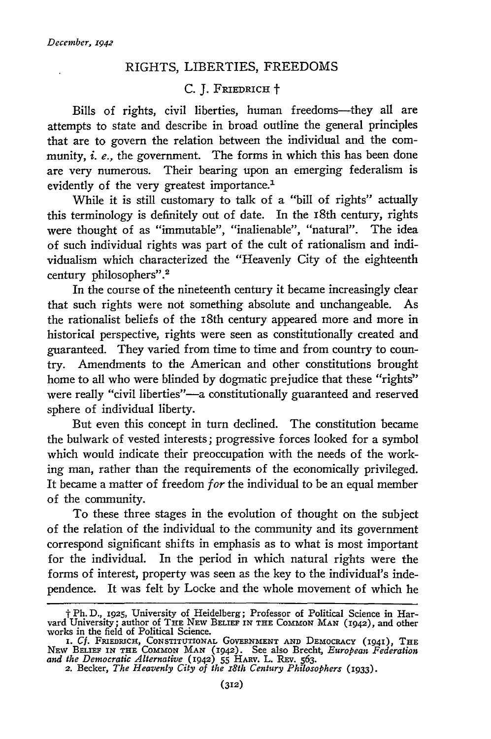*December, 1942*

# RIGHTS, LIBERTIES, FREEDOMS

C. J. FRIEDRICH †

Bills of rights, civil liberties, human freedoms—they all are attempts to state and describe in broad outline the general principles that are to govern the relation between the individual and the community, *i. e.,* the government. The forms in which this has been done are very numerous. Their bearing upon an emerging federalism is evidently of the very greatest importance.[1]

While it is still customary to talk of a "bill of rights" actually this terminology is definitely out of date. In the 18th century, rights were thought of as "immutable", "inalienable", "natural". The idea of such individual rights was part of the cult of rationalism and individualism which characterized the "Heavenly City of the eighteenth century philosophers".[2]

In the course of the nineteenth century it became increasingly clear that such rights were not something absolute and unchangeable. As the rationalist beliefs of the 18th century appeared more and more in historical perspective, rights were seen as constitutionally created and guaranteed. They varied from time to time and from country to country. Amendments to the American and other constitutions brought home to all who were blinded by dogmatic prejudice that these "rights" were really "civil liberties"—a constitutionally guaranteed and reserved sphere of individual liberty.

But even this concept in turn declined. The constitution became the bulwark of vested interests; progressive forces looked for a symbol which would indicate their preoccupation with the needs of the working man, rather than the requirements of the economically privileged. It became a matter of freedom *for* the individual to be an equal member of the community.

To these three stages in the evolution of thought on the subject of the relation of the individual to the community and its government correspond significant shifts in emphasis as to what is most important for the individual. In the period in which natural rights were the forms of interest, property was seen as the key to the individual's independence. It was felt by Locke and the whole movement of which he

---

† Ph. D., 1925, University of Heidelberg; Professor of Political Science in Harvard University; author of THE NEW BELIEF IN THE COMMON MAN (1942), and other works in the field of Political Science.

1. *Cf.* FRIEDRICH, CONSTITUTIONAL GOVERNMENT AND DEMOCRACY (1941), THE NEW BELIEF IN THE COMMON MAN (1942). See also Brecht, *European Federation and the Democratic Alternative* (1942) 55 HARV. L. REV. 563.

2. Becker, *The Heavenly City of the 18th Century Philosophers* (1933).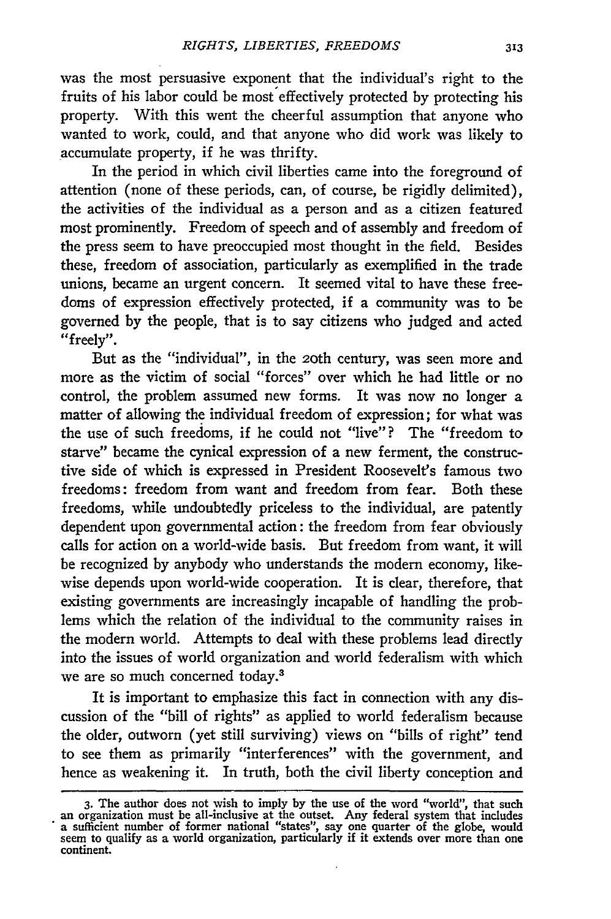was the most persuasive exponent that the individual's right to the fruits of his labor could be most effectively protected by protecting his property. With this went the cheerful assumption that anyone who wanted to work, could, and that anyone who did work was likely to accumulate property, if he was thrifty.

In the period in which civil liberties came into the foreground of attention (none of these periods, can, of course, be rigidly delimited), the activities of the individual as a person and as a citizen featured most prominently. Freedom of speech and of assembly and freedom of the press seem to have preoccupied most thought in the field. Besides these, freedom of association, particularly as exemplified in the trade unions, became an urgent concern. It seemed vital to have these freedoms of expression effectively protected, if a community was to be governed by the people, that is to say citizens who judged and acted "freely".

But as the "individual", in the 20th century, was seen more and more as the victim of social "forces" over which he had little or no control, the problem assumed new forms. It was now no longer a matter of allowing the individual freedom of expression; for what was the use of such freedoms, if he could not "live"? The "freedom to starve" became the cynical expression of a new ferment, the constructive side of which is expressed in President Roosevelt's famous two freedoms: freedom from want and freedom from fear. Both these freedoms, while undoubtedly priceless to the individual, are patently dependent upon governmental action: the freedom from fear obviously calls for action on a world-wide basis. But freedom from want, it will be recognized by anybody who understands the modern economy, likewise depends upon world-wide cooperation. It is clear, therefore, that existing governments are increasingly incapable of handling the problems which the relation of the individual to the community raises in the modern world. Attempts to deal with these problems lead directly into the issues of world organization and world federalism with which we are so much concerned today.[3]

It is important to emphasize this fact in connection with any discussion of the "bill of rights" as applied to world federalism because the older, outworn (yet still surviving) views on "bills of right" tend to see them as primarily "interferences" with the government, and hence as weakening it. In truth, both the civil liberty conception and

3. The author does not wish to imply by the use of the word "world", that such an organization must be all-inclusive at the outset. Any federal system that includes a sufficient number of former national "states", say one quarter of the globe, would seem to qualify as a world organization, particularly if it extends over more than one continent.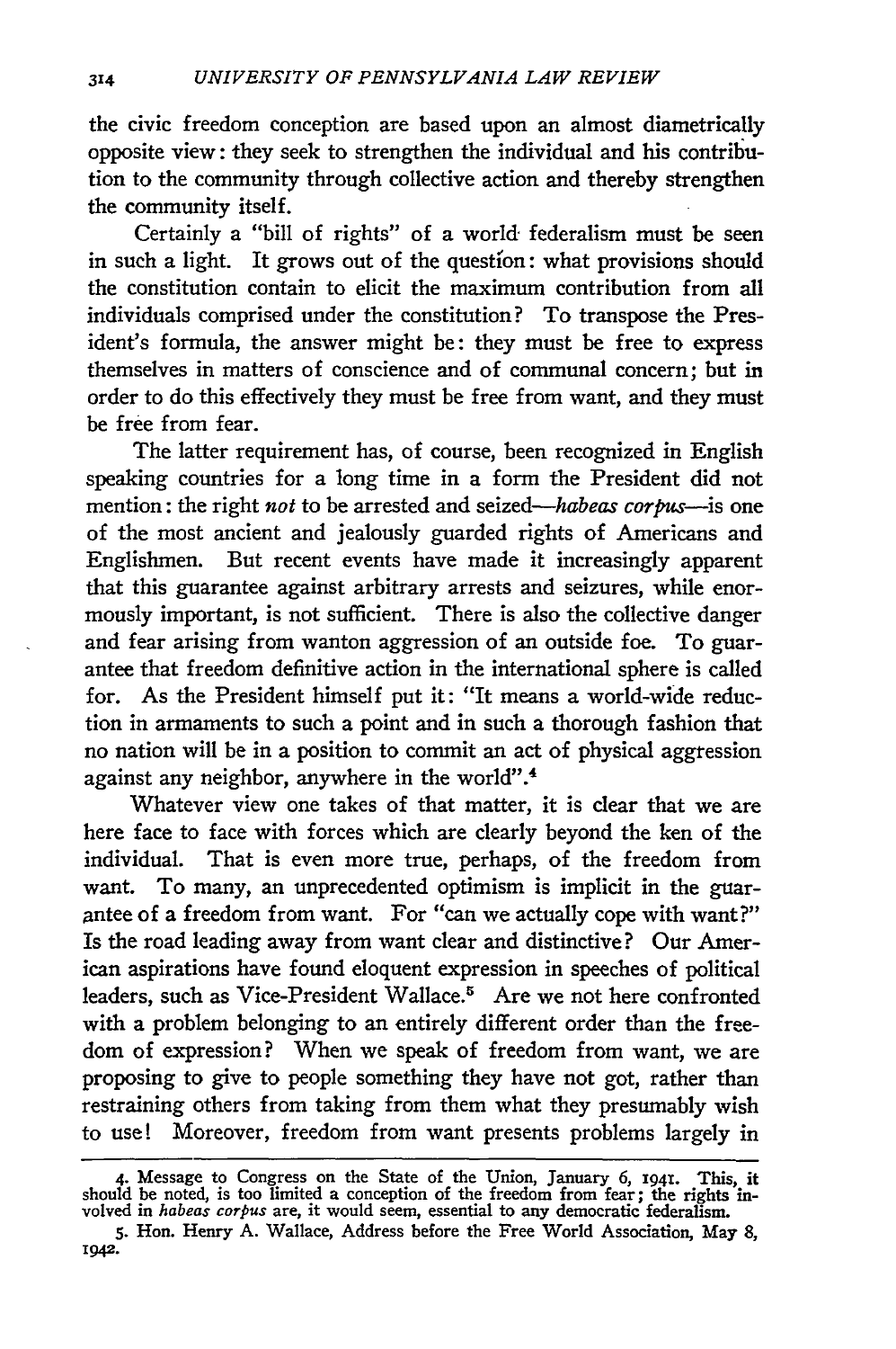the civic freedom conception are based upon an almost diametrically opposite view: they seek to strengthen the individual and his contribution to the community through collective action and thereby strengthen the community itself.

Certainly a "bill of rights" of a world federalism must be seen in such a light. It grows out of the question: what provisions should the constitution contain to elicit the maximum contribution from all individuals comprised under the constitution? To transpose the President's formula, the answer might be: they must be free to express themselves in matters of conscience and of communal concern; but in order to do this effectively they must be free from want, and they must be free from fear.

The latter requirement has, of course, been recognized in English speaking countries for a long time in a form the President did not mention: the right *not* to be arrested and seized—*habeas corpus*—is one of the most ancient and jealously guarded rights of Americans and Englishmen. But recent events have made it increasingly apparent that this guarantee against arbitrary arrests and seizures, while enormously important, is not sufficient. There is also the collective danger and fear arising from wanton aggression of an outside foe. To guarantee that freedom definitive action in the international sphere is called for. As the President himself put it: "It means a world-wide reduction in armaments to such a point and in such a thorough fashion that no nation will be in a position to commit an act of physical aggression against any neighbor, anywhere in the world".[4]

Whatever view one takes of that matter, it is clear that we are here face to face with forces which are clearly beyond the ken of the individual. That is even more true, perhaps, of the freedom from want. To many, an unprecedented optimism is implicit in the guarantee of a freedom from want. For "can we actually cope with want?" Is the road leading away from want clear and distinctive? Our American aspirations have found eloquent expression in speeches of political leaders, such as Vice-President Wallace.[5] Are we not here confronted with a problem belonging to an entirely different order than the freedom of expression? When we speak of freedom from want, we are proposing to give to people something they have not got, rather than restraining others from taking from them what they presumably wish to use! Moreover, freedom from want presents problems largely in

---

4. Message to Congress on the State of the Union, January 6, 1941. This, it should be noted, is too limited a conception of the freedom from fear; the rights involved in *habeas corpus* are, it would seem, essential to any democratic federalism.

5. Hon. Henry A. Wallace, Address before the Free World Association, May 8, 1942.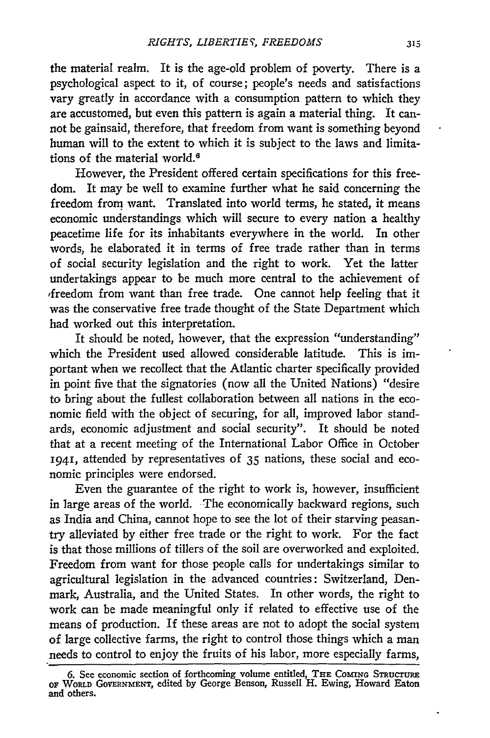the material realm. It is the age-old problem of poverty. There is a psychological aspect to it, of course; people's needs and satisfactions vary greatly in accordance with a consumption pattern to which they are accustomed, but even this pattern is again a material thing. It cannot be gainsaid, therefore, that freedom from want is something beyond human will to the extent to which it is subject to the laws and limitations of the material world.[6]

However, the President offered certain specifications for this freedom. It may be well to examine further what he said concerning the freedom from want. Translated into world terms, he stated, it means economic understandings which will secure to every nation a healthy peacetime life for its inhabitants everywhere in the world. In other words, he elaborated it in terms of free trade rather than in terms of social security legislation and the right to work. Yet the latter undertakings appear to be much more central to the achievement of freedom from want than free trade. One cannot help feeling that it was the conservative free trade thought of the State Department which had worked out this interpretation.

It should be noted, however, that the expression "understanding" which the President used allowed considerable latitude. This is important when we recollect that the Atlantic charter specifically provided in point five that the signatories (now all the United Nations) "desire to bring about the fullest collaboration between all nations in the economic field with the object of securing, for all, improved labor standards, economic adjustment and social security". It should be noted that at a recent meeting of the International Labor Office in October 1941, attended by representatives of 35 nations, these social and economic principles were endorsed.

Even the guarantee of the right to work is, however, insufficient in large areas of the world. The economically backward regions, such as India and China, cannot hope to see the lot of their starving peasantry alleviated by either free trade or the right to work. For the fact is that those millions of tillers of the soil are overworked and exploited. Freedom from want for those people calls for undertakings similar to agricultural legislation in the advanced countries: Switzerland, Denmark, Australia, and the United States. In other words, the right to work can be made meaningful only if related to effective use of the means of production. If these areas are not to adopt the social system of large collective farms, the right to control those things which a man needs to control to enjoy the fruits of his labor, more especially farms,

6. See economic section of forthcoming volume entitled, THE COMING STRUCTURE OF WORLD GOVERNMENT, edited by George Benson, Russell H. Ewing, Howard Eaton and others.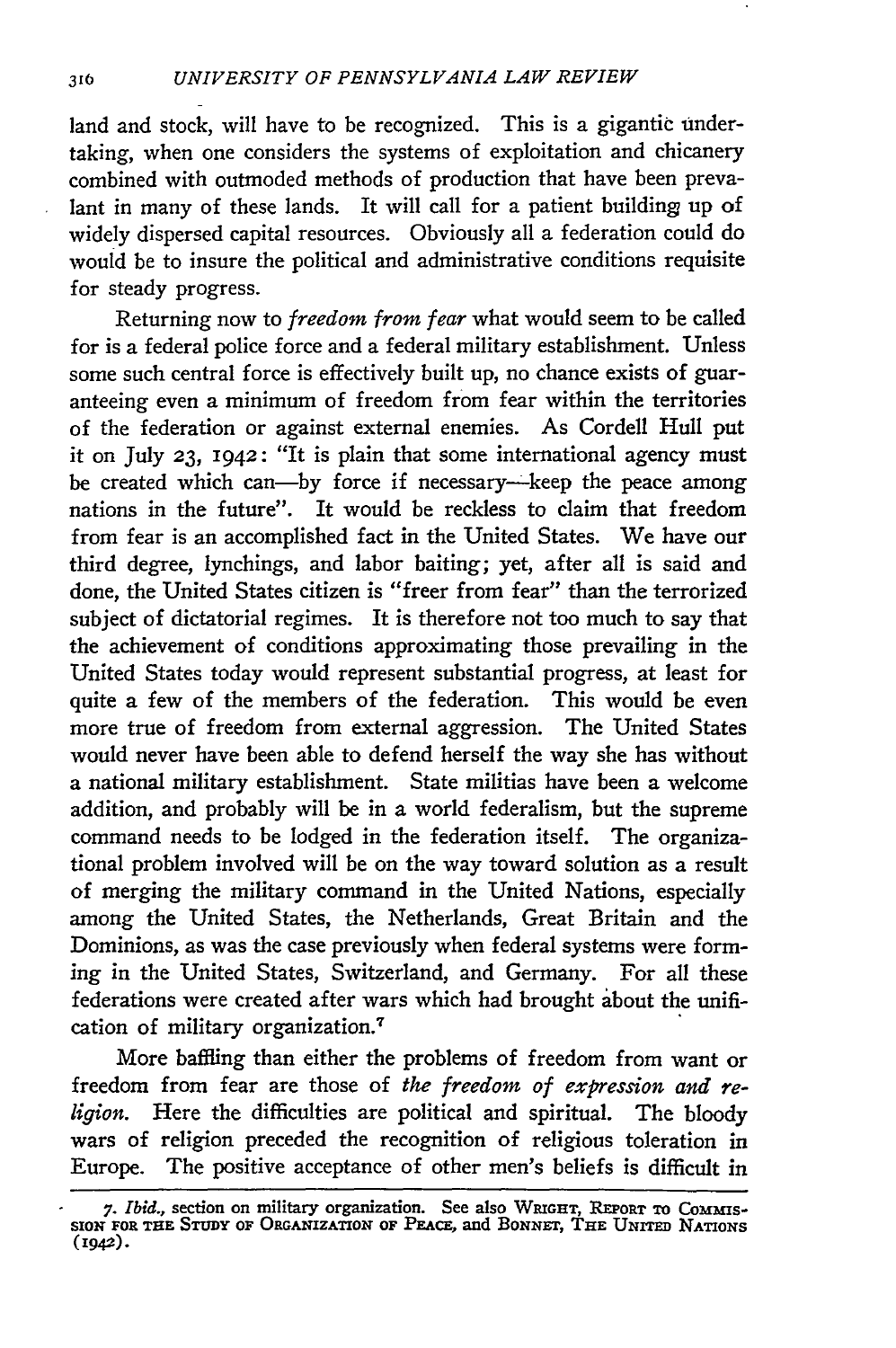land and stock, will have to be recognized. This is a gigantic undertaking, when one considers the systems of exploitation and chicanery combined with outmoded methods of production that have been prevalant in many of these lands. It will call for a patient building up of widely dispersed capital resources. Obviously all a federation could do would be to insure the political and administrative conditions requisite for steady progress.

Returning now to *freedom from fear* what would seem to be called for is a federal police force and a federal military establishment. Unless some such central force is effectively built up, no chance exists of guaranteeing even a minimum of freedom from fear within the territories of the federation or against external enemies. As Cordell Hull put it on July 23, 1942: "It is plain that some international agency must be created which can—by force if necessary—keep the peace among nations in the future". It would be reckless to claim that freedom from fear is an accomplished fact in the United States. We have our third degree, lynchings, and labor baiting; yet, after all is said and done, the United States citizen is "freer from fear" than the terrorized subject of dictatorial regimes. It is therefore not too much to say that the achievement of conditions approximating those prevailing in the United States today would represent substantial progress, at least for quite a few of the members of the federation. This would be even more true of freedom from external aggression. The United States would never have been able to defend herself the way she has without a national military establishment. State militias have been a welcome addition, and probably will be in a world federalism, but the supreme command needs to be lodged in the federation itself. The organizational problem involved will be on the way toward solution as a result of merging the military command in the United Nations, especially among the United States, the Netherlands, Great Britain and the Dominions, as was the case previously when federal systems were forming in the United States, Switzerland, and Germany. For all these federations were created after wars which had brought about the unification of military organization.[7]

More baffling than either the problems of freedom from want or freedom from fear are those of *the freedom of expression and religion*. Here the difficulties are political and spiritual. The bloody wars of religion preceded the recognition of religious toleration in Europe. The positive acceptance of other men's beliefs is difficult in

---

7. *Ibid.*, section on military organization. See also WRIGHT, REPORT TO COMMISSION FOR THE STUDY OF ORGANIZATION OF PEACE, and BONNET, THE UNITED NATIONS (1942).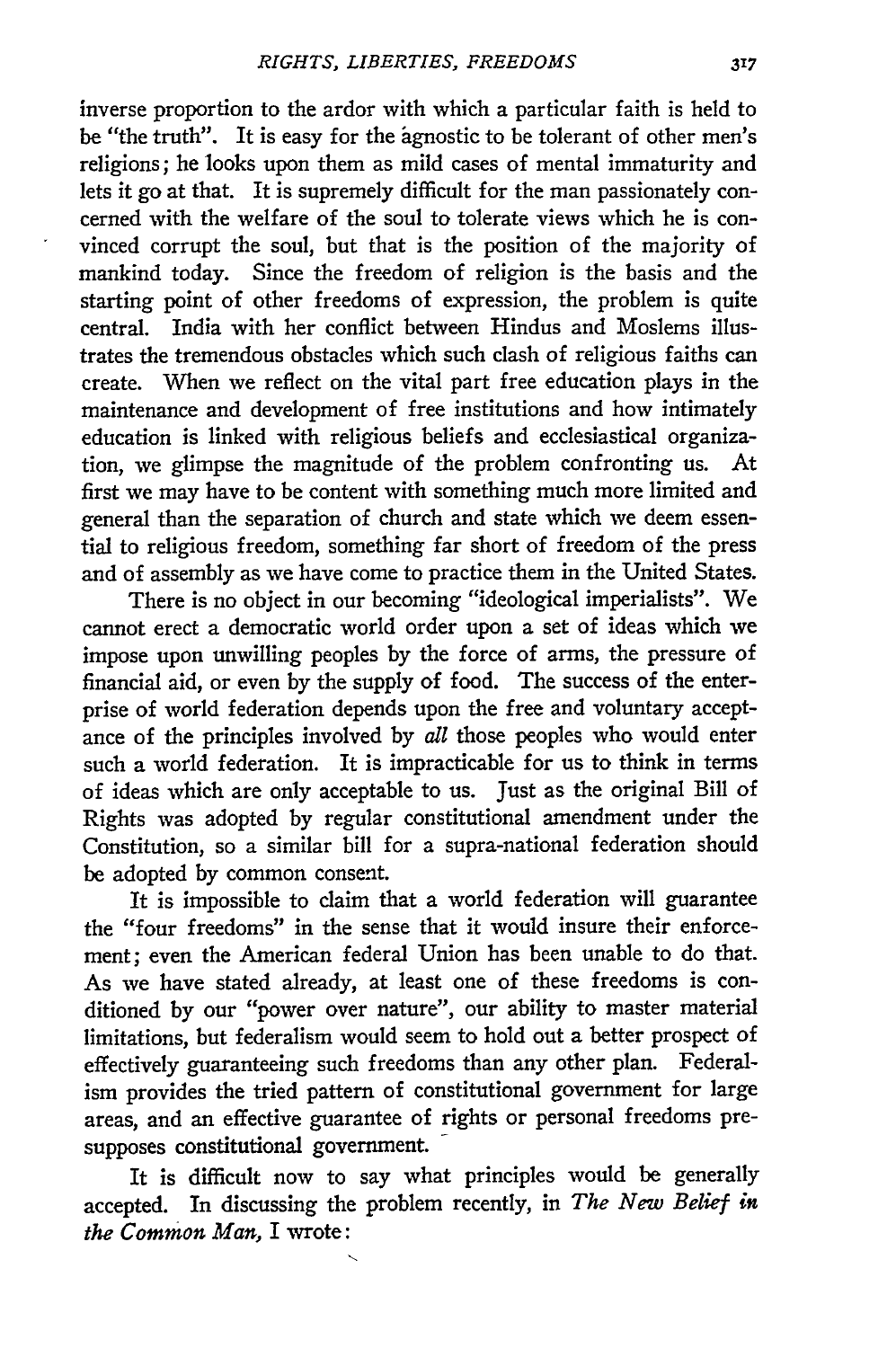inverse proportion to the ardor with which a particular faith is held to be "the truth". It is easy for the agnostic to be tolerant of other men's religions; he looks upon them as mild cases of mental immaturity and lets it go at that. It is supremely difficult for the man passionately concerned with the welfare of the soul to tolerate views which he is convinced corrupt the soul, but that is the position of the majority of mankind today. Since the freedom of religion is the basis and the starting point of other freedoms of expression, the problem is quite central. India with her conflict between Hindus and Moslems illustrates the tremendous obstacles which such clash of religious faiths can create. When we reflect on the vital part free education plays in the maintenance and development of free institutions and how intimately education is linked with religious beliefs and ecclesiastical organization, we glimpse the magnitude of the problem confronting us. At first we may have to be content with something much more limited and general than the separation of church and state which we deem essential to religious freedom, something far short of freedom of the press and of assembly as we have come to practice them in the United States.

There is no object in our becoming "ideological imperialists". We cannot erect a democratic world order upon a set of ideas which we impose upon unwilling peoples by the force of arms, the pressure of financial aid, or even by the supply of food. The success of the enterprise of world federation depends upon the free and voluntary acceptance of the principles involved by *all* those peoples who would enter such a world federation. It is impracticable for us to think in terms of ideas which are only acceptable to us. Just as the original Bill of Rights was adopted by regular constitutional amendment under the Constitution, so a similar bill for a supra-national federation should be adopted by common consent.

It is impossible to claim that a world federation will guarantee the "four freedoms" in the sense that it would insure their enforcement; even the American federal Union has been unable to do that. As we have stated already, at least one of these freedoms is conditioned by our "power over nature", our ability to master material limitations, but federalism would seem to hold out a better prospect of effectively guaranteeing such freedoms than any other plan. Federalism provides the tried pattern of constitutional government for large areas, and an effective guarantee of rights or personal freedoms presupposes constitutional government.

It is difficult now to say what principles would be generally accepted. In discussing the problem recently, in *The New Belief in the Common Man,* I wrote: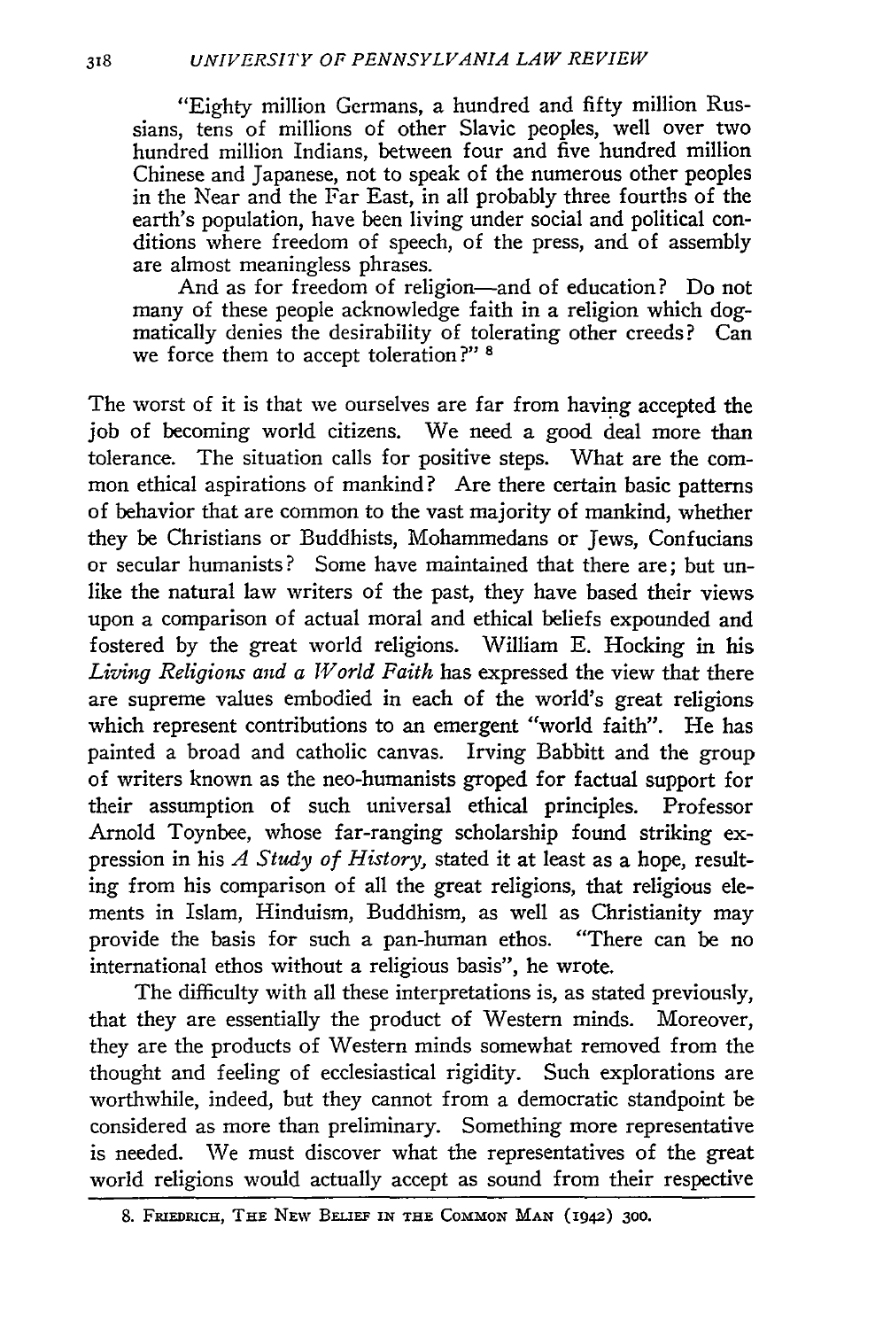"Eighty million Germans, a hundred and fifty million Russians, tens of millions of other Slavic peoples, well over two hundred million Indians, between four and five hundred million Chinese and Japanese, not to speak of the numerous other peoples in the Near and the Far East, in all probably three fourths of the earth's population, have been living under social and political conditions where freedom of speech, of the press, and of assembly are almost meaningless phrases.

And as for freedom of religion—and of education? Do not many of these people acknowledge faith in a religion which dogmatically denies the desirability of tolerating other creeds? Can we force them to accept toleration?" [8]

The worst of it is that we ourselves are far from having accepted the job of becoming world citizens. We need a good deal more than tolerance. The situation calls for positive steps. What are the common ethical aspirations of mankind? Are there certain basic patterns of behavior that are common to the vast majority of mankind, whether they be Christians or Buddhists, Mohammedans or Jews, Confucians or secular humanists? Some have maintained that there are; but unlike the natural law writers of the past, they have based their views upon a comparison of actual moral and ethical beliefs expounded and fostered by the great world religions. William E. Hocking in his *Living Religions and a World Faith* has expressed the view that there are supreme values embodied in each of the world's great religions which represent contributions to an emergent "world faith". He has painted a broad and catholic canvas. Irving Babbitt and the group of writers known as the neo-humanists groped for factual support for their assumption of such universal ethical principles. Professor Arnold Toynbee, whose far-ranging scholarship found striking expression in his *A Study of History,* stated it at least as a hope, resulting from his comparison of all the great religions, that religious elements in Islam, Hinduism, Buddhism, as well as Christianity may provide the basis for such a pan-human ethos. "There can be no international ethos without a religious basis", he wrote.

The difficulty with all these interpretations is, as stated previously, that they are essentially the product of Western minds. Moreover, they are the products of Western minds somewhat removed from the thought and feeling of ecclesiastical rigidity. Such explorations are worthwhile, indeed, but they cannot from a democratic standpoint be considered as more than preliminary. Something more representative is needed. We must discover what the representatives of the great world religions would actually accept as sound from their respective

8. FRIEDRICH, THE NEW BELIEF IN THE COMMON MAN (1942) 300.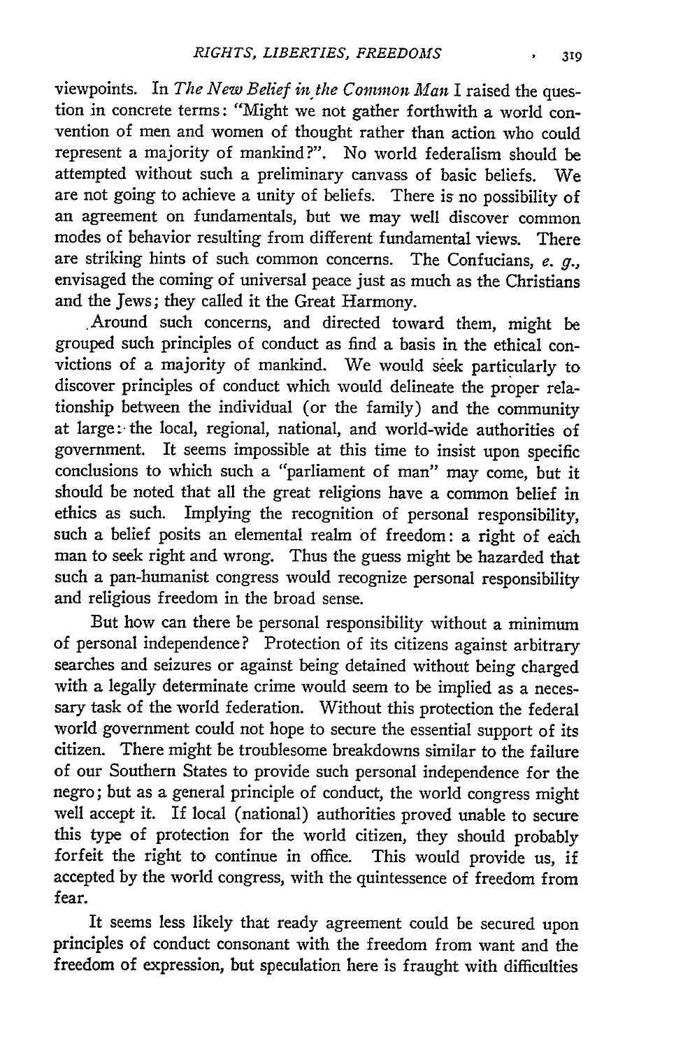viewpoints. In *The New Belief in the Common Man* I raised the question in concrete terms: "Might we not gather forthwith a world convention of men and women of thought rather than action who could represent a majority of mankind?". No world federalism should be attempted without such a preliminary canvass of basic beliefs. We are not going to achieve a unity of beliefs. There is no possibility of an agreement on fundamentals, but we may well discover common modes of behavior resulting from different fundamental views. There are striking hints of such common concerns. The Confucians, *e. g.*, envisaged the coming of universal peace just as much as the Christians and the Jews; they called it the Great Harmony.

Around such concerns, and directed toward them, might be grouped such principles of conduct as find a basis in the ethical convictions of a majority of mankind. We would seek particularly to discover principles of conduct which would delineate the proper relationship between the individual (or the family) and the community at large: the local, regional, national, and world-wide authorities of government. It seems impossible at this time to insist upon specific conclusions to which such a "parliament of man" may come, but it should be noted that all the great religions have a common belief in ethics as such. Implying the recognition of personal responsibility, such a belief posits an elemental realm of freedom: a right of each man to seek right and wrong. Thus the guess might be hazarded that such a pan-humanist congress would recognize personal responsibility and religious freedom in the broad sense.

But how can there be personal responsibility without a minimum of personal independence? Protection of its citizens against arbitrary searches and seizures or against being detained without being charged with a legally determinate crime would seem to be implied as a necessary task of the world federation. Without this protection the federal world government could not hope to secure the essential support of its citizen. There might be troublesome breakdowns similar to the failure of our Southern States to provide such personal independence for the negro; but as a general principle of conduct, the world congress might well accept it. If local (national) authorities proved unable to secure this type of protection for the world citizen, they should probably forfeit the right to continue in office. This would provide us, if accepted by the world congress, with the quintessence of freedom from fear.

It seems less likely that ready agreement could be secured upon principles of conduct consonant with the freedom from want and the freedom of expression, but speculation here is fraught with difficulties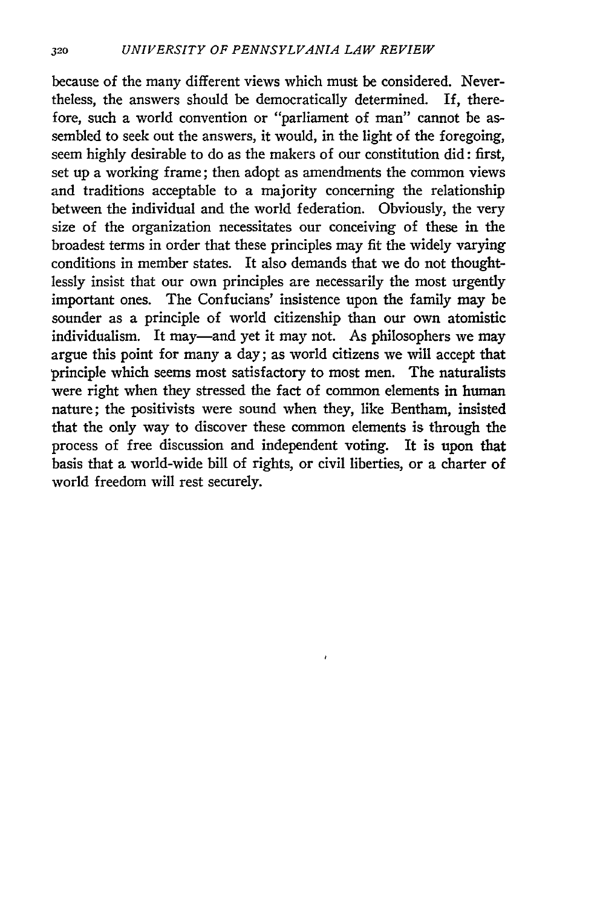because of the many different views which must be considered. Nevertheless, the answers should be democratically determined. If, therefore, such a world convention or "parliament of man" cannot be assembled to seek out the answers, it would, in the light of the foregoing, seem highly desirable to do as the makers of our constitution did: first, set up a working frame; then adopt as amendments the common views and traditions acceptable to a majority concerning the relationship between the individual and the world federation. Obviously, the very size of the organization necessitates our conceiving of these in the broadest terms in order that these principles may fit the widely varying conditions in member states. It also demands that we do not thoughtlessly insist that our own principles are necessarily the most urgently important ones. The Confucians' insistence upon the family may be sounder as a principle of world citizenship than our own atomistic individualism. It may—and yet it may not. As philosophers we may argue this point for many a day; as world citizens we will accept that principle which seems most satisfactory to most men. The naturalists were right when they stressed the fact of common elements in human nature; the positivists were sound when they, like Bentham, insisted that the only way to discover these common elements is through the process of free discussion and independent voting. It is upon that basis that a world-wide bill of rights, or civil liberties, or a charter of world freedom will rest securely.